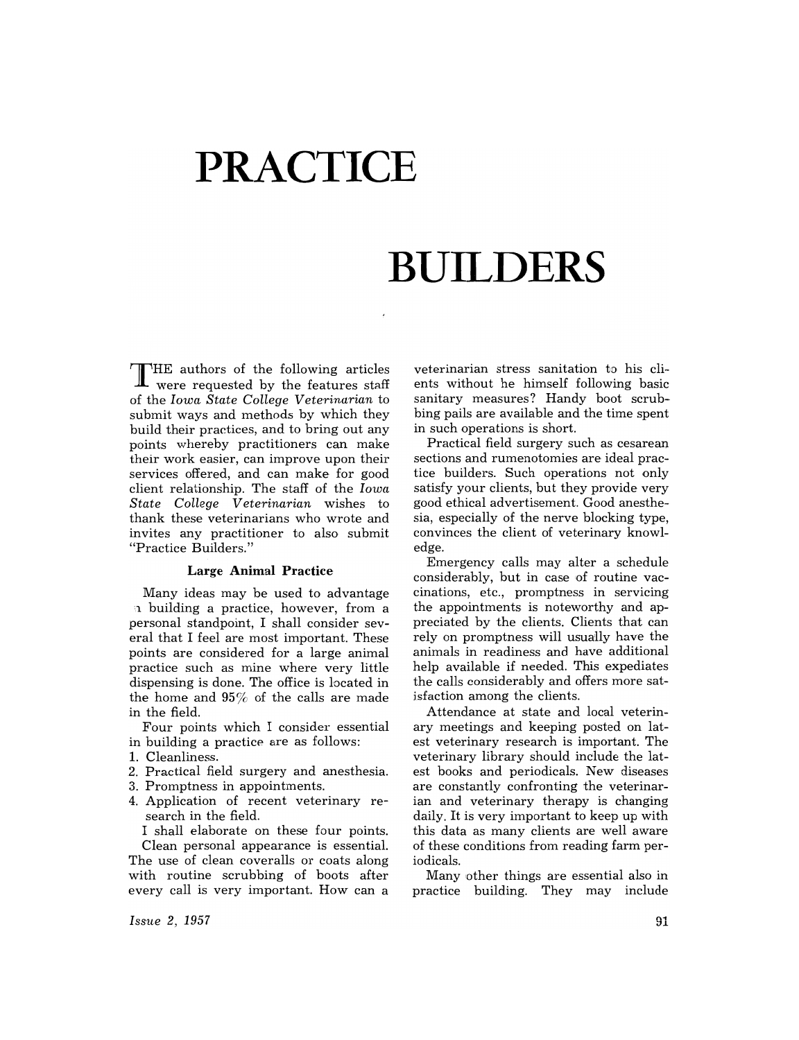# PRACTICE BUILDERS

THE authors of the following articles were requested by the features staff of the *Iowa State College Veterinarian* to submit ways and methods by which they build their practices, and to bring out any points whereby practitioners can make their work easier, can improve upon their services offered, and can make for good client relationship. The staff of the *Iowa State College Veterinarian* wishes to thank these veterinarians who wrote and invites any practitioner to also submit "Practice Builders."

### Large Animal Practice

Many ideas may be used to advantage in building a practice, however, from a personal standpoint, I shall consider several that I feel are most important. These points are considered for a large animal practice such as mine where very little dispensing is done. The office is located in the home and 95% of the calls are made in the field.

Four points which I consider essential in building a practice are as follows:

1. Cleanliness.
2. Practical field surgery and anesthesia.
3. Promptness in appointments.
4. Application of recent veterinary research in the field.

I shall elaborate on these four points.

Clean personal appearance is essential. The use of clean coveralls or coats along with routine scrubbing of boots after every call is very important. How can a veterinarian stress sanitation to his clients without he himself following basic sanitary measures? Handy boot scrubbing pails are available and the time spent in such operations is short.

Practical field surgery such as cesarean sections and rumenotomies are ideal practice builders. Such operations not only satisfy your clients, but they provide very good ethical advertisement. Good anesthesia, especially of the nerve blocking type, convinces the client of veterinary knowledge.

Emergency calls may alter a schedule considerably, but in case of routine vaccinations, etc., promptness in servicing the appointments is noteworthy and appreciated by the clients. Clients that can rely on promptness will usually have the animals in readiness and have additional help available if needed. This expediates the calls considerably and offers more satisfaction among the clients.

Attendance at state and local veterinary meetings and keeping posted on latest veterinary research is important. The veterinary library should include the latest books and periodicals. New diseases are constantly confronting the veterinarian and veterinary therapy is changing daily. It is very important to keep up with this data as many clients are well aware of these conditions from reading farm periodicals.

Many other things are essential also in practice building. They may include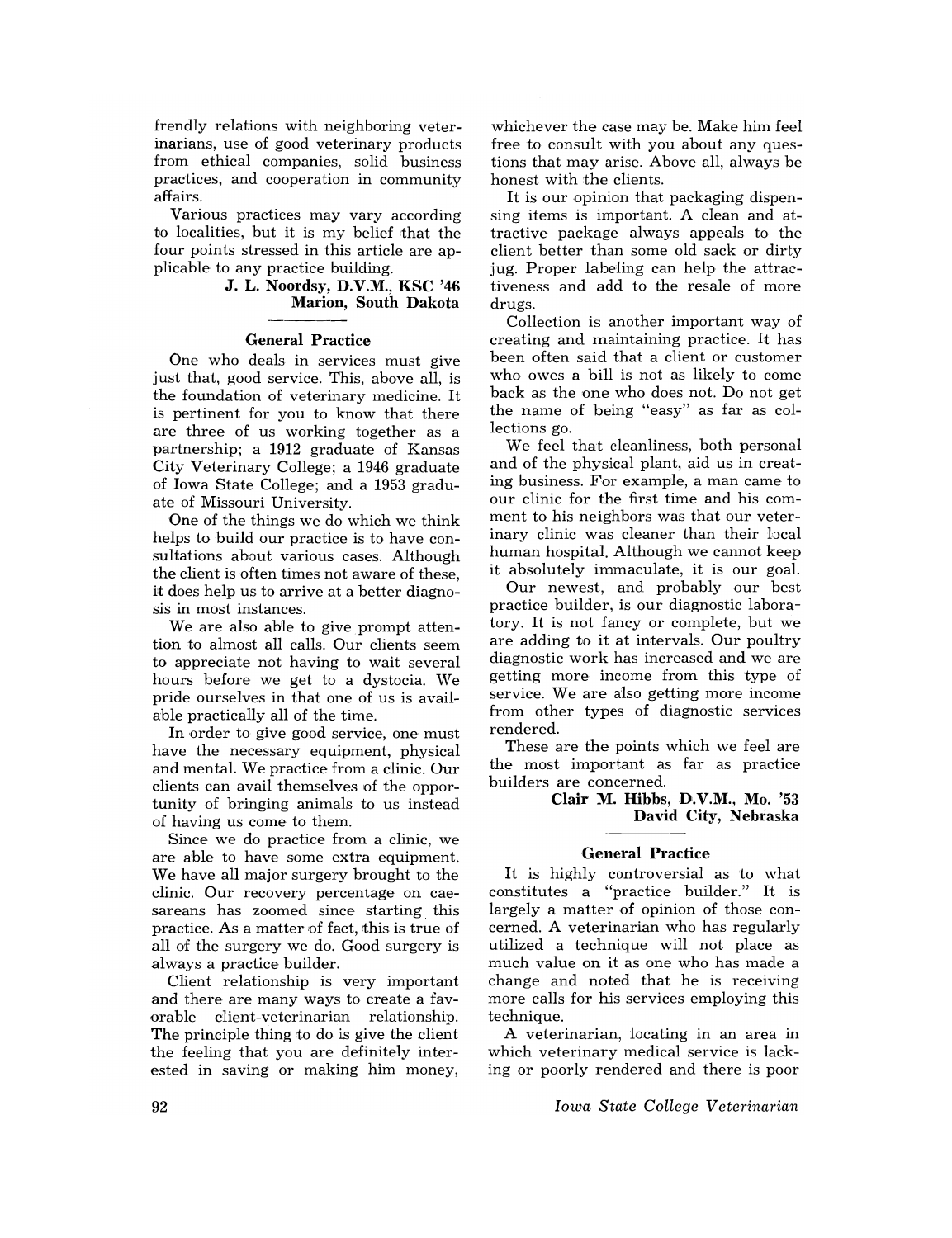frendly relations with neighboring veterinarians, use of good veterinary products from ethical companies, solid business practices, and cooperation in community affairs.

Various practices may vary according to localities, but it is my belief that the four points stressed in this article are applicable to any practice building.

**J. L. Noordsy, D.V.M., KSC '46**
**Marion, South Dakota**

### General Practice

One who deals in services must give just that, good service. This, above all, is the foundation of veterinary medicine. It is pertinent for you to know that there are three of us working together as a partnership; a 1912 graduate of Kansas City Veterinary College; a 1946 graduate of Iowa State College; and a 1953 graduate of Missouri University.

One of the things we do which we think helps to build our practice is to have consultations about various cases. Although the client is often times not aware of these, it does help us to arrive at a better diagnosis in most instances.

We are also able to give prompt attention to almost all calls. Our clients seem to appreciate not having to wait several hours before we get to a dystocia. We pride ourselves in that one of us is available practically all of the time.

In order to give good service, one must have the necessary equipment, physical and mental. We practice from a clinic. Our clients can avail themselves of the opportunity of bringing animals to us instead of having us come to them.

Since we do practice from a clinic, we are able to have some extra equipment. We have all major surgery brought to the clinic. Our recovery percentage on caesareans has zoomed since starting this practice. As a matter of fact, this is true of all of the surgery we do. Good surgery is always a practice builder.

Client relationship is very important and there are many ways to create a favorable client-veterinarian relationship. The principle thing to do is give the client the feeling that you are definitely interested in saving or making him money, whichever the case may be. Make him feel free to consult with you about any questions that may arise. Above all, always be honest with the clients.

It is our opinion that packaging dispensing items is important. A clean and attractive package always appeals to the client better than some old sack or dirty jug. Proper labeling can help the attractiveness and add to the resale of more drugs.

Collection is another important way of creating and maintaining practice. It has been often said that a client or customer who owes a bill is not as likely to come back as the one who does not. Do not get the name of being "easy" as far as collections go.

We feel that cleanliness, both personal and of the physical plant, aid us in creating business. For example, a man came to our clinic for the first time and his comment to his neighbors was that our veterinary clinic was cleaner than their local human hospital. Although we cannot keep it absolutely immaculate, it is our goal.

Our newest, and probably our best practice builder, is our diagnostic laboratory. It is not fancy or complete, but we are adding to it at intervals. Our poultry diagnostic work has increased and we are getting more income from this type of service. We are also getting more income from other types of diagnostic services rendered.

These are the points which we feel are the most important as far as practice builders are concerned.

**Clair M. Hibbs, D.V.M., Mo. '53**
**David City, Nebraska**

### General Practice

It is highly controversial as to what constitutes a "practice builder." It is largely a matter of opinion of those concerned. A veterinarian who has regularly utilized a technique will not place as much value on it as one who has made a change and noted that he is receiving more calls for his services employing this technique.

A veterinarian, locating in an area in which veterinary medical service is lacking or poorly rendered and there is poor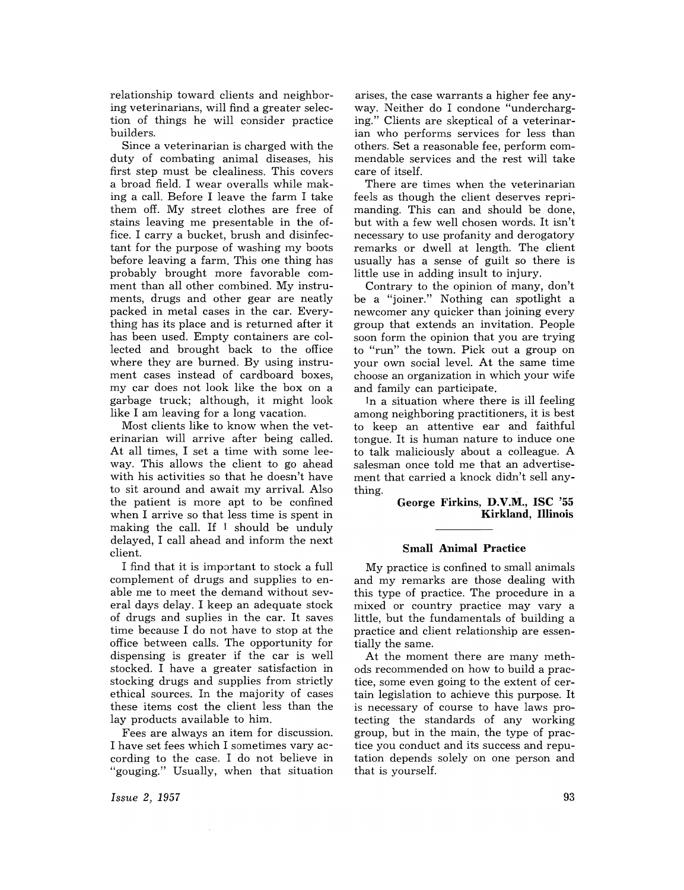relationship toward clients and neighboring veterinarians, will find a greater selection of things he will consider practice builders.

Since a veterinarian is charged with the duty of combating animal diseases, his first step must be cleliness. This covers a broad field. I wear overalls while making a call. Before I leave the farm I take them off. My street clothes are free of stains leaving me presentable in the office. I carry a bucket, brush and disinfectant for the purpose of washing my boots before leaving a farm. This one thing has probably brought more favorable comment than all other combined. My instruments, drugs and other gear are neatly packed in metal cases in the car. Everything has its place and is returned after it has been used. Empty containers are collected and brought back to the office where they are burned. By using instrument cases instead of cardboard boxes, my car does not look like the box on a garbage truck; although, it might look like I am leaving for a long vacation.

Most clients like to know when the veterinarian will arrive after being called. At all times, I set a time with some leeway. This allows the client to go ahead with his activities so that he doesn't have to sit around and await my arrival. Also the patient is more apt to be confined when I arrive so that less time is spent in making the call. If I should be unduly delayed, I call ahead and inform the next client.

I find that it is important to stock a full complement of drugs and supplies to enable me to meet the demand without several days delay. I keep an adequate stock of drugs and suplies in the car. It saves time because I do not have to stop at the office between calls. The opportunity for dispensing is greater if the car is well stocked. I have a greater satisfaction in stocking drugs and supplies from strictly ethical sources. In the majority of cases these items cost the client less than the lay products available to him.

Fees are always an item for discussion. I have set fees which I sometimes vary according to the case. I do not believe in "gouging." Usually, when that situation arises, the case warrants a higher fee anyway. Neither do I condone "undercharging." Clients are skeptical of a veterinarian who performs services for less than others. Set a reasonable fee, perform commendable services and the rest will take care of itself.

There are times when the veterinarian feels as though the client deserves reprimanding. This can and should be done, but with a few well chosen words. It isn't necessary to use profanity and derogatory remarks or dwell at length. The client usually has a sense of guilt so there is little use in adding insult to injury.

Contrary to the opinion of many, don't be a "joiner." Nothing can spotlight a newcomer any quicker than joining every group that extends an invitation. People soon form the opinion that you are trying to "run" the town. Pick out a group on your own social level. At the same time choose an organization in which your wife and family can participate.

In a situation where there is ill feeling among neighboring practitioners, it is best to keep an attentive ear and faithful tongue. It is human nature to induce one to talk maliciously about a colleague. A salesman once told me that an advertisement that carried a knock didn't sell anything.

**George Firkins, D.V.M., ISC '55**
**Kirkland, Illinois**

### Small Animal Practice

My practice is confined to small animals and my remarks are those dealing with this type of practice. The procedure in a mixed or country practice may vary a little, but the fundamentals of building a practice and client relationship are essentially the same.

At the moment there are many methods recommended on how to build a practice, some even going to the extent of certain legislation to achieve this purpose. It is necessary of course to have laws protecting the standards of any working group, but in the main, the type of practice you conduct and its success and reputation depends solely on one person and that is yourself.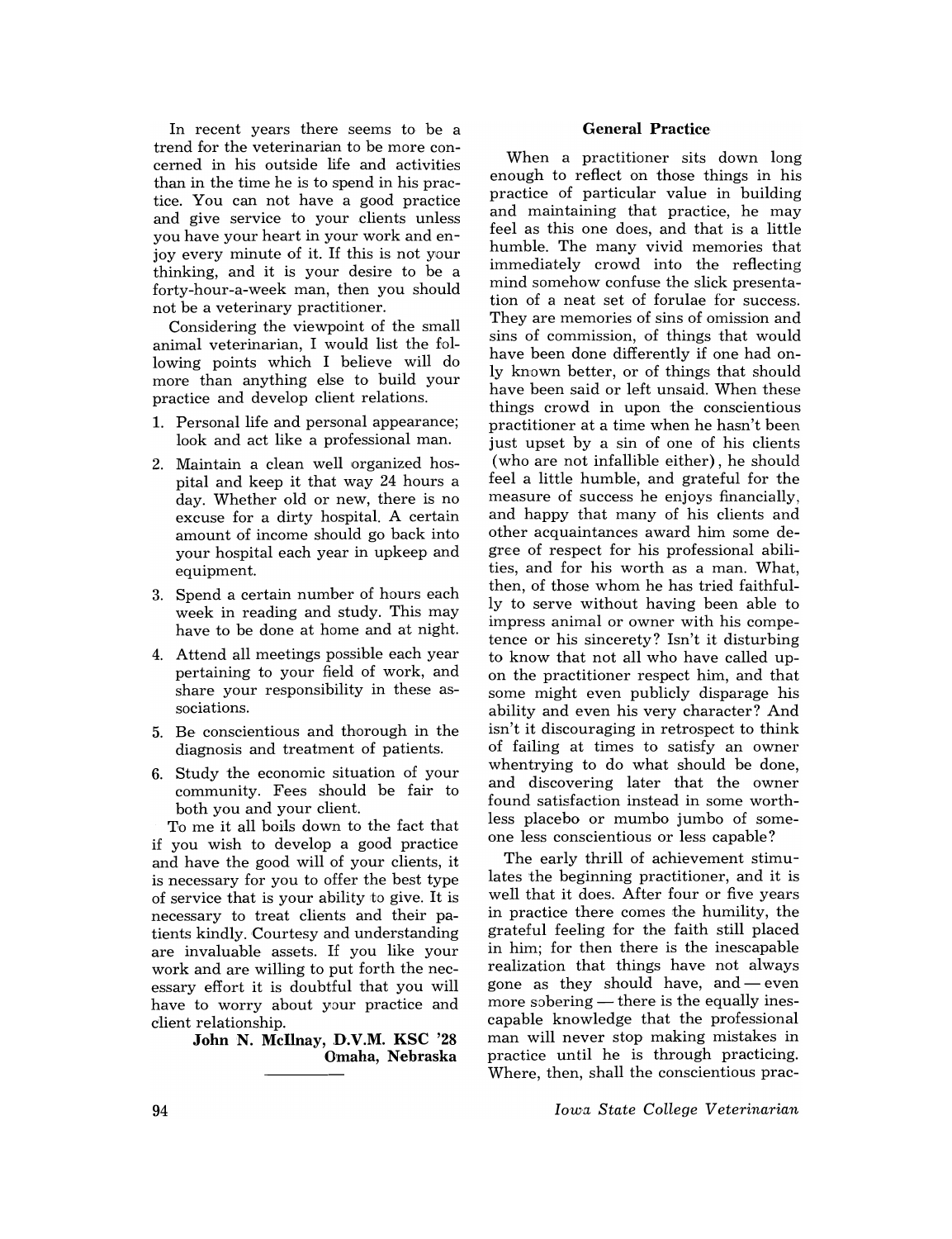In recent years there seems to be a trend for the veterinarian to be more concerned in his outside life and activities than in the time he is to spend in his practice. You can not have a good practice and give service to your clients unless you have your heart in your work and enjoy every minute of it. If this is not your thinking, and it is your desire to be a forty-hour-a-week man, then you should not be a veterinary practitioner.

Considering the viewpoint of the small animal veterinarian, I would list the following points which I believe will do more than anything else to build your practice and develop client relations.

1. Personal life and personal appearance; look and act like a professional man.
2. Maintain a clean well organized hospital and keep it that way 24 hours a day. Whether old or new, there is no excuse for a dirty hospital. A certain amount of income should go back into your hospital each year in upkeep and equipment.
3. Spend a certain number of hours each week in reading and study. This may have to be done at home and at night.
4. Attend all meetings possible each year pertaining to your field of work, and share your responsibility in these associations.
5. Be conscientious and thorough in the diagnosis and treatment of patients.
6. Study the economic situation of your community. Fees should be fair to both you and your client.

To me it all boils down to the fact that if you wish to develop a good practice and have the good will of your clients, it is necessary for you to offer the best type of service that is your ability to give. It is necessary to treat clients and their patients kindly. Courtesy and understanding are invaluable assets. If you like your work and are willing to put forth the necessary effort it is doubtful that you will have to worry about your practice and client relationship.

**John N. McIlnay, D.V.M. KSC '28**
**Omaha, Nebraska**

---

## General Practice

When a practitioner sits down long enough to reflect on those things in his practice of particular value in building and maintaining that practice, he may feel as this one does, and that is a little humble. The many vivid memories that immediately crowd into the reflecting mind somehow confuse the slick presentation of a neat set of forulae for success. They are memories of sins of omission and sins of commission, of things that would have been done differently if one had only known better, or of things that should have been said or left unsaid. When these things crowd in upon the conscientious practitioner at a time when he hasn't been just upset by a sin of one of his clients (who are not infallible either), he should feel a little humble, and grateful for the measure of success he enjoys financially, and happy that many of his clients and other acquaintances award him some degree of respect for his professional abilities, and for his worth as a man. What, then, of those whom he has tried faithfully to serve without having been able to impress animal or owner with his competence or his sincerety? Isn't it disturbing to know that not all who have called upon the practitioner respect him, and that some might even publicly disparage his ability and even his very character? And isn't it discouraging in retrospect to think of failing at times to satisfy an owner whentrying to do what should be done, and discovering later that the owner found satisfaction instead in some worthless placebo or mumbo jumbo of someone less conscientious or less capable?

The early thrill of achievement stimulates the beginning practitioner, and it is well that it does. After four or five years in practice there comes the humility, the grateful feeling for the faith still placed in him; for then there is the inescapable realization that things have not always gone as they should have, and — even more sobering — there is the equally inescapable knowledge that the professional man will never stop making mistakes in practice until he is through practicing. Where, then, shall the conscientious prac-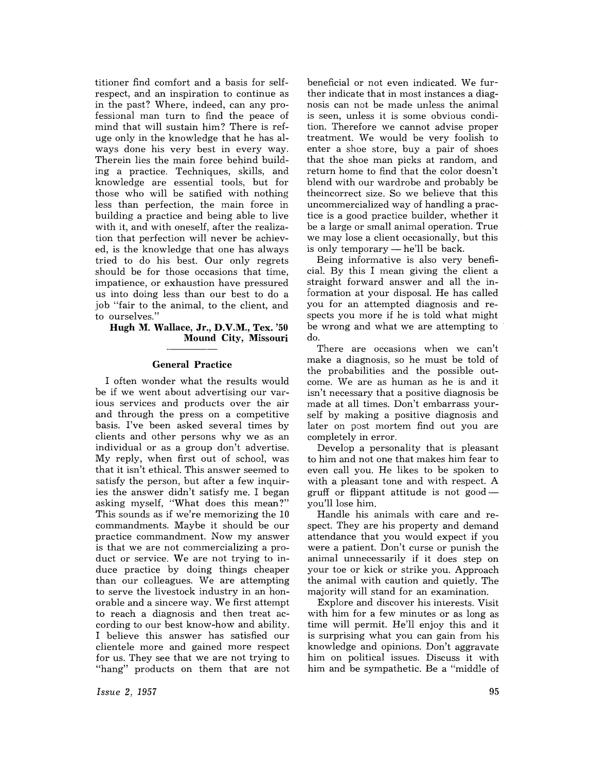titioner find comfort and a basis for self-respect, and an inspiration to continue as in the past? Where, indeed, can any professional man turn to find the peace of mind that will sustain him? There is refuge only in the knowledge that he has always done his very best in every way. Therein lies the main force behind building a practice. Techniques, skills, and knowledge are essential tools, but for those who will be satified with nothing less than perfection, the main force in building a practice and being able to live with it, and with oneself, after the realization that perfection will never be achieved, is the knowledge that one has always tried to do his best. Our only regrets should be for those occasions that time, impatience, or exhaustion have pressured us into doing less than our best to do a job "fair to the animal, to the client, and to ourselves."

**Hugh M. Wallace, Jr., D.V.M., Tex. '50**
**Mound City, Missouri**

## General Practice

I often wonder what the results would be if we went about advertising our various services and products over the air and through the press on a competitive basis. I've been asked several times by clients and other persons why we as an individual or as a group don't advertise. My reply, when first out of school, was that it isn't ethical. This answer seemed to satisfy the person, but after a few inquiries the answer didn't satisfy me. I began asking myself, "What does this mean?" This sounds as if we're memorizing the 10 commandments. Maybe it should be our practice commandment. Now my answer is that we are not commercializing a product or service. We are not trying to induce practice by doing things cheaper than our colleagues. We are attempting to serve the livestock industry in an honorable and a sincere way. We first attempt to reach a diagnosis and then treat according to our best know-how and ability. I believe this answer has satisfied our clientele more and gained more respect for us. They see that we are not trying to "hang" products on them that are not beneficial or not even indicated. We further indicate that in most instances a diagnosis can not be made unless the animal is seen, unless it is some obvious condition. Therefore we cannot advise proper treatment. We would be very foolish to enter a shoe store, buy a pair of shoes that the shoe man picks at random, and return home to find that the color doesn't blend with our wardrobe and probably be theincorrect size. So we believe that this uncommercialized way of handling a practice is a good practice builder, whether it be a large or small animal operation. True we may lose a client occasionally, but this is only temporary — he'll be back.

Being informative is also very beneficial. By this I mean giving the client a straight forward answer and all the information at your disposal. He has called you for an attempted diagnosis and respects you more if he is told what might be wrong and what we are attempting to do.

There are occasions when we can't make a diagnosis, so he must be told of the probabilities and the possible outcome. We are as human as he is and it isn't necessary that a positive diagnosis be made at all times. Don't embarrass yourself by making a positive diagnosis and later on post mortem find out you are completely in error.

Develop a personality that is pleasant to him and not one that makes him fear to even call you. He likes to be spoken to with a pleasant tone and with respect. A gruff or flippant attitude is not good — you'll lose him.

Handle his animals with care and respect. They are his property and demand attendance that you would expect if you were a patient. Don't curse or punish the animal unnecessarily if it does step on your toe or kick or strike you. Approach the animal with caution and quietly. The majority will stand for an examination.

Explore and discover his interests. Visit with him for a few minutes or as long as time will permit. He'll enjoy this and it is surprising what you can gain from his knowledge and opinions. Don't aggravate him on political issues. Discuss it with him and be sympathetic. Be a "middle of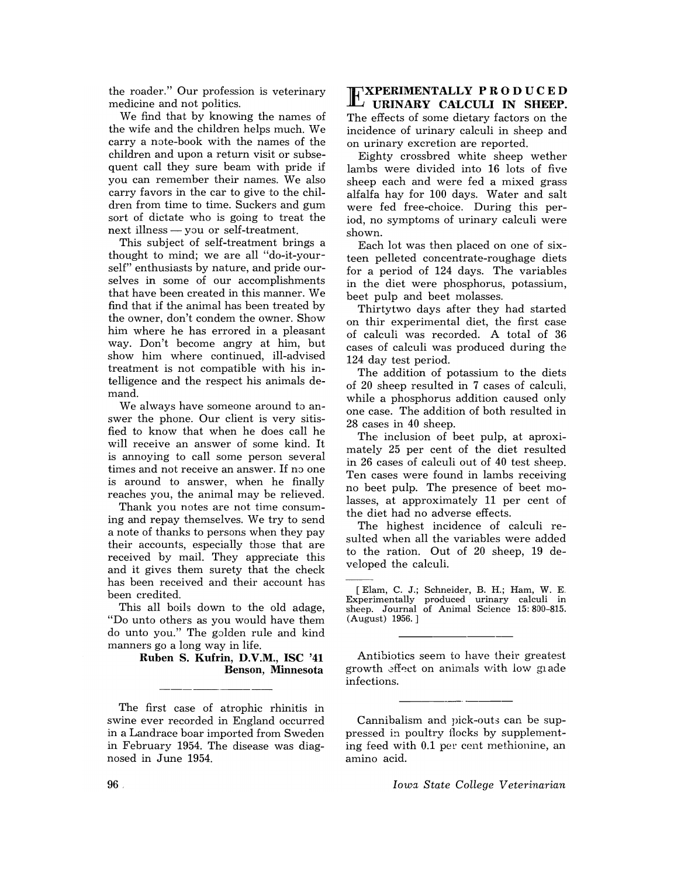the roader." Our profession is veterinary medicine and not politics.

We find that by knowing the names of the wife and the children helps much. We carry a note-book with the names of the children and upon a return visit or subsequent call they sure beam with pride if you can remember their names. We also carry favors in the car to give to the children from time to time. Suckers and gum sort of dictate who is going to treat the next illness — you or self-treatment.

This subject of self-treatment brings a thought to mind; we are all "do-it-yourself" enthusiasts by nature, and pride ourselves in some of our accomplishments that have been created in this manner. We find that if the animal has been treated by the owner, don't condem the owner. Show him where he has errored in a pleasant way. Don't become angry at him, but show him where continued, ill-advised treatment is not compatible with his intelligence and the respect his animals demand.

We always have someone around to answer the phone. Our client is very sitisfied to know that when he does call he will receive an answer of some kind. It is annoying to call some person several times and not receive an answer. If no one is around to answer, when he finally reaches you, the animal may be relieved.

Thank you notes are not time consuming and repay themselves. We try to send a note of thanks to persons when they pay their accounts, especially those that are received by mail. They appreciate this and it gives them surety that the check has been received and their account has been credited.

This all boils down to the old adage, "Do unto others as you would have them do unto you." The golden rule and kind manners go a long way in life.

**Ruben S. Kufrin, D.V.M., ISC '41**
**Benson, Minnesota**

---

The first case of atrophic rhinitis in swine ever recorded in England occurred in a Landrace boar imported from Sweden in February 1954. The disease was diagnosed in June 1954.

## EXPERIMENTALLY PRODUCED URINARY CALCULI IN SHEEP.

The effects of some dietary factors on the incidence of urinary calculi in sheep and on urinary excretion are reported.

Eighty crossbred white sheep wether lambs were divided into 16 lots of five sheep each and were fed a mixed grass alfalfa hay for 100 days. Water and salt were fed free-choice. During this period, no symptoms of urinary calculi were shown.

Each lot was then placed on one of sixteen pelleted concentrate-roughage diets for a period of 124 days. The variables in the diet were phosphorus, potassium, beet pulp and beet molasses.

Thirtytwo days after they had started on thir experimental diet, the first case of calculi was recorded. A total of 36 cases of calculi was produced during the 124 day test period.

The addition of potassium to the diets of 20 sheep resulted in 7 cases of calculi, while a phosphorus addition caused only one case. The addition of both resulted in 28 cases in 40 sheep.

The inclusion of beet pulp, at aproximately 25 per cent of the diet resulted in 26 cases of calculi out of 40 test sheep. Ten cases were found in lambs receiving no beet pulp. The presence of beet molasses, at approximately 11 per cent of the diet had no adverse effects.

The highest incidence of calculi resulted when all the variables were added to the ration. Out of 20 sheep, 19 developed the calculi.

[ Elam, C. J.; Schneider, B. H.; Ham, W. E. Experimentally produced urinary calculi in sheep. Journal of Animal Science 15: 800-815. (August) 1956. ]

---

Antibiotics seem to have their greatest growth effect on animals with low grade infections.

---

Cannibalism and pick-outs can be suppressed in poultry flocks by supplementing feed with 0.1 per cent methionine, an amino acid.